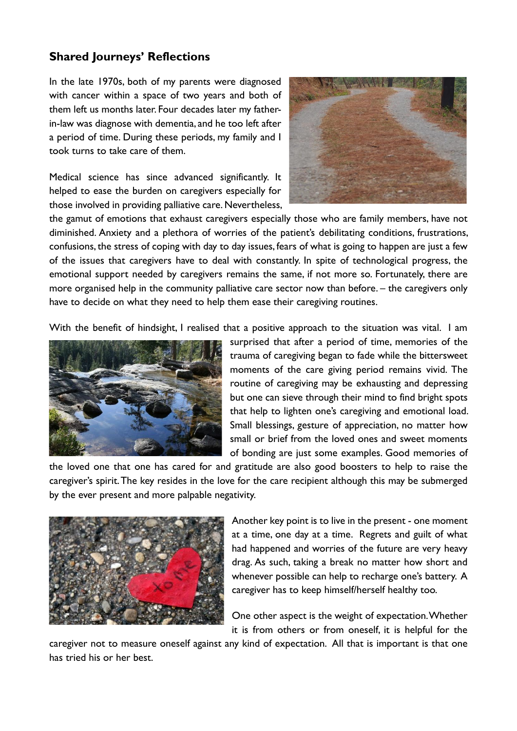## Shared Journeys' Reflections

In the late 1970s, both of my parents were diagnosed with cancer within a space of two years and both of them left us months later. Four decades later my father-in-law was diagnose with dementia, and he too left after a period of time. During these periods, my family and I took turns to take care of them.

Medical science has since advanced significantly. It helped to ease the burden on caregivers especially for those involved in providing palliative care. Nevertheless, the gamut of emotions that exhaust caregivers especially those who are family members, have not diminished. Anxiety and a plethora of worries of the patient's debilitating conditions, frustrations, confusions, the stress of coping with day to day issues, fears of what is going to happen are just a few of the issues that caregivers have to deal with constantly. In spite of technological progress, the emotional support needed by caregivers remains the same, if not more so. Fortunately, there are more organised help in the community palliative care sector now than before. – the caregivers only have to decide on what they need to help them ease their caregiving routines.

With the benefit of hindsight, I realised that a positive approach to the situation was vital. I am surprised that after a period of time, memories of the trauma of caregiving began to fade while the bittersweet moments of the care giving period remains vivid. The routine of caregiving may be exhausting and depressing but one can sieve through their mind to find bright spots that help to lighten one's caregiving and emotional load. Small blessings, gesture of appreciation, no matter how small or brief from the loved ones and sweet moments of bonding are just some examples. Good memories of the loved one that one has cared for and gratitude are also good boosters to help to raise the caregiver's spirit. The key resides in the love for the care recipient although this may be submerged by the ever present and more palpable negativity.

Another key point is to live in the present - one moment at a time, one day at a time. Regrets and guilt of what had happened and worries of the future are very heavy drag. As such, taking a break no matter how short and whenever possible can help to recharge one's battery. A caregiver has to keep himself/herself healthy too.

One other aspect is the weight of expectation. Whether it is from others or from oneself, it is helpful for the caregiver not to measure oneself against any kind of expectation. All that is important is that one has tried his or her best.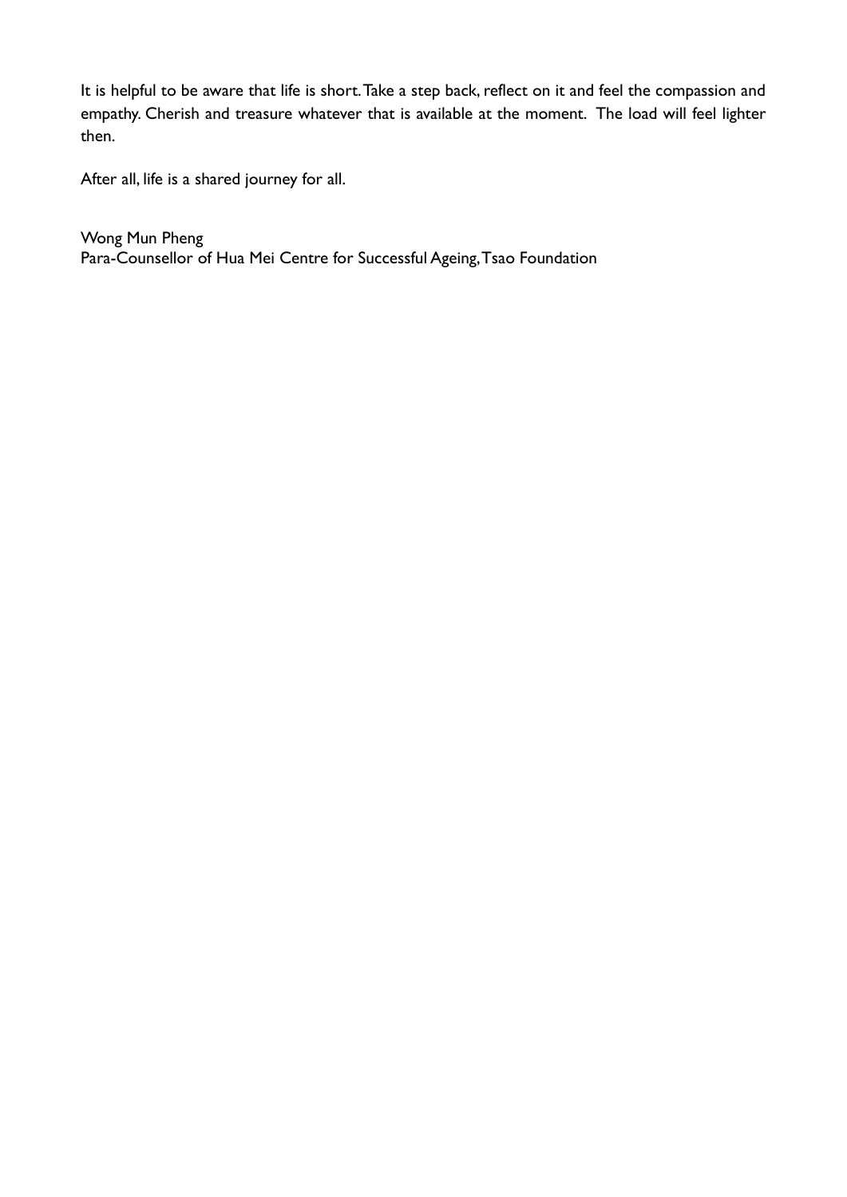It is helpful to be aware that life is short. Take a step back, reflect on it and feel the compassion and empathy. Cherish and treasure whatever that is available at the moment. The load will feel lighter then.

After all, life is a shared journey for all.

Wong Mun Pheng  
Para-Counsellor of Hua Mei Centre for Successful Ageing, Tsao Foundation